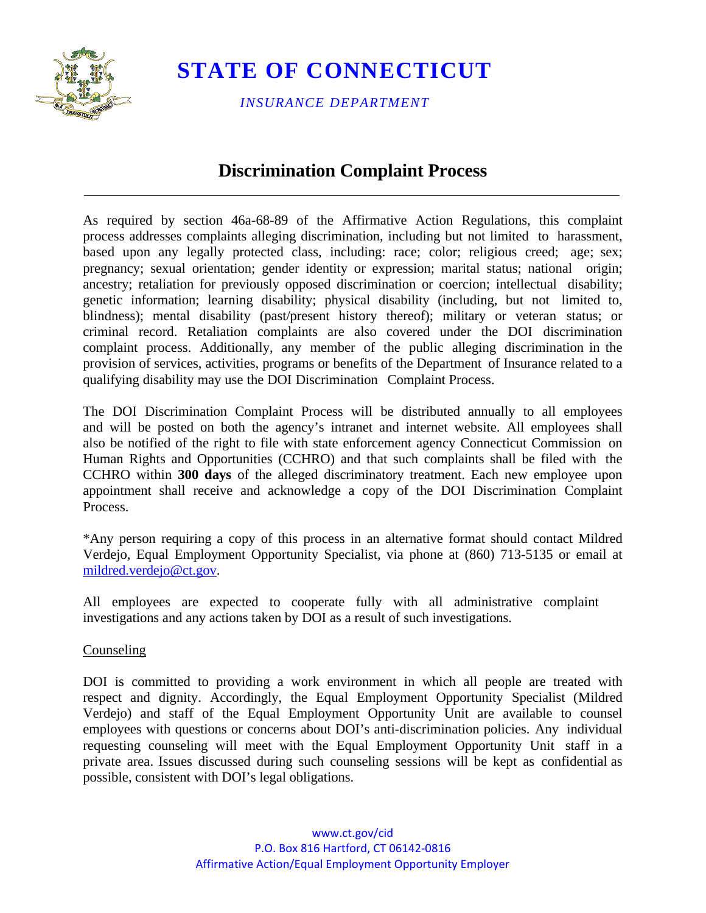# STATE OF CONNECTICUT

*INSURANCE DEPARTMENT*

## Discrimination Complaint Process

As required by section 46a-68-89 of the Affirmative Action Regulations, this complaint process addresses complaints alleging discrimination, including but not limited to harassment, based upon any legally protected class, including: race; color; religious creed; age; sex; pregnancy; sexual orientation; gender identity or expression; marital status; national origin; ancestry; retaliation for previously opposed discrimination or coercion; intellectual disability; genetic information; learning disability; physical disability (including, but not limited to, blindness); mental disability (past/present history thereof); military or veteran status; or criminal record. Retaliation complaints are also covered under the DOI discrimination complaint process. Additionally, any member of the public alleging discrimination in the provision of services, activities, programs or benefits of the Department of Insurance related to a qualifying disability may use the DOI Discrimination Complaint Process.

The DOI Discrimination Complaint Process will be distributed annually to all employees and will be posted on both the agency's intranet and internet website. All employees shall also be notified of the right to file with state enforcement agency Connecticut Commission on Human Rights and Opportunities (CCHRO) and that such complaints shall be filed with the CCHRO within **300 days** of the alleged discriminatory treatment. Each new employee upon appointment shall receive and acknowledge a copy of the DOI Discrimination Complaint Process.

*Any person requiring a copy of this process in an alternative format should contact Mildred Verdejo, Equal Employment Opportunity Specialist, via phone at (860) 713-5135 or email at mildred.verdejo@ct.gov.

All employees are expected to cooperate fully with all administrative complaint investigations and any actions taken by DOI as a result of such investigations.

Counseling

DOI is committed to providing a work environment in which all people are treated with respect and dignity. Accordingly, the Equal Employment Opportunity Specialist (Mildred Verdejo) and staff of the Equal Employment Opportunity Unit are available to counsel employees with questions or concerns about DOI's anti-discrimination policies. Any individual requesting counseling will meet with the Equal Employment Opportunity Unit staff in a private area. Issues discussed during such counseling sessions will be kept as confidential as possible, consistent with DOI's legal obligations.

www.ct.gov/cid
P.O. Box 816 Hartford, CT 06142-0816
Affirmative Action/Equal Employment Opportunity Employer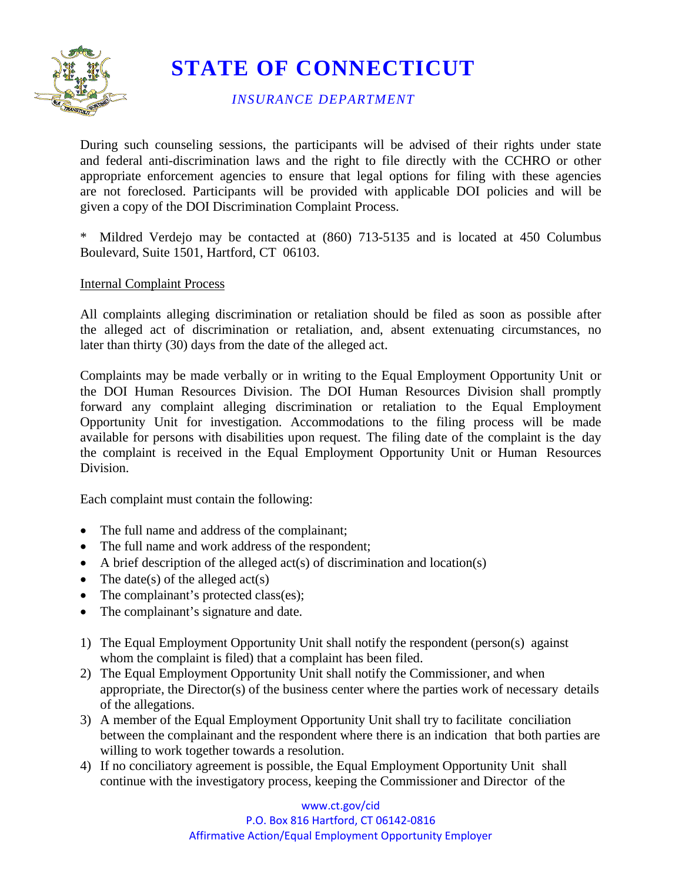During such counseling sessions, the participants will be advised of their rights under state and federal anti-discrimination laws and the right to file directly with the CCHRO or other appropriate enforcement agencies to ensure that legal options for filing with these agencies are not foreclosed. Participants will be provided with applicable DOI policies and will be given a copy of the DOI Discrimination Complaint Process.

* Mildred Verdejo may be contacted at (860) 713-5135 and is located at 450 Columbus Boulevard, Suite 1501, Hartford, CT 06103.

## Internal Complaint Process

All complaints alleging discrimination or retaliation should be filed as soon as possible after the alleged act of discrimination or retaliation, and, absent extenuating circumstances, no later than thirty (30) days from the date of the alleged act.

Complaints may be made verbally or in writing to the Equal Employment Opportunity Unit or the DOI Human Resources Division. The DOI Human Resources Division shall promptly forward any complaint alleging discrimination or retaliation to the Equal Employment Opportunity Unit for investigation. Accommodations to the filing process will be made available for persons with disabilities upon request. The filing date of the complaint is the day the complaint is received in the Equal Employment Opportunity Unit or Human Resources Division.

Each complaint must contain the following:

- The full name and address of the complainant;
- The full name and work address of the respondent;
- A brief description of the alleged act(s) of discrimination and location(s)
- The date(s) of the alleged act(s)
- The complainant's protected class(es);
- The complainant's signature and date.

1) The Equal Employment Opportunity Unit shall notify the respondent (person(s) against whom the complaint is filed) that a complaint has been filed.
2) The Equal Employment Opportunity Unit shall notify the Commissioner, and when appropriate, the Director(s) of the business center where the parties work of necessary details of the allegations.
3) A member of the Equal Employment Opportunity Unit shall try to facilitate conciliation between the complainant and the respondent where there is an indication that both parties are willing to work together towards a resolution.
4) If no conciliatory agreement is possible, the Equal Employment Opportunity Unit shall continue with the investigatory process, keeping the Commissioner and Director of the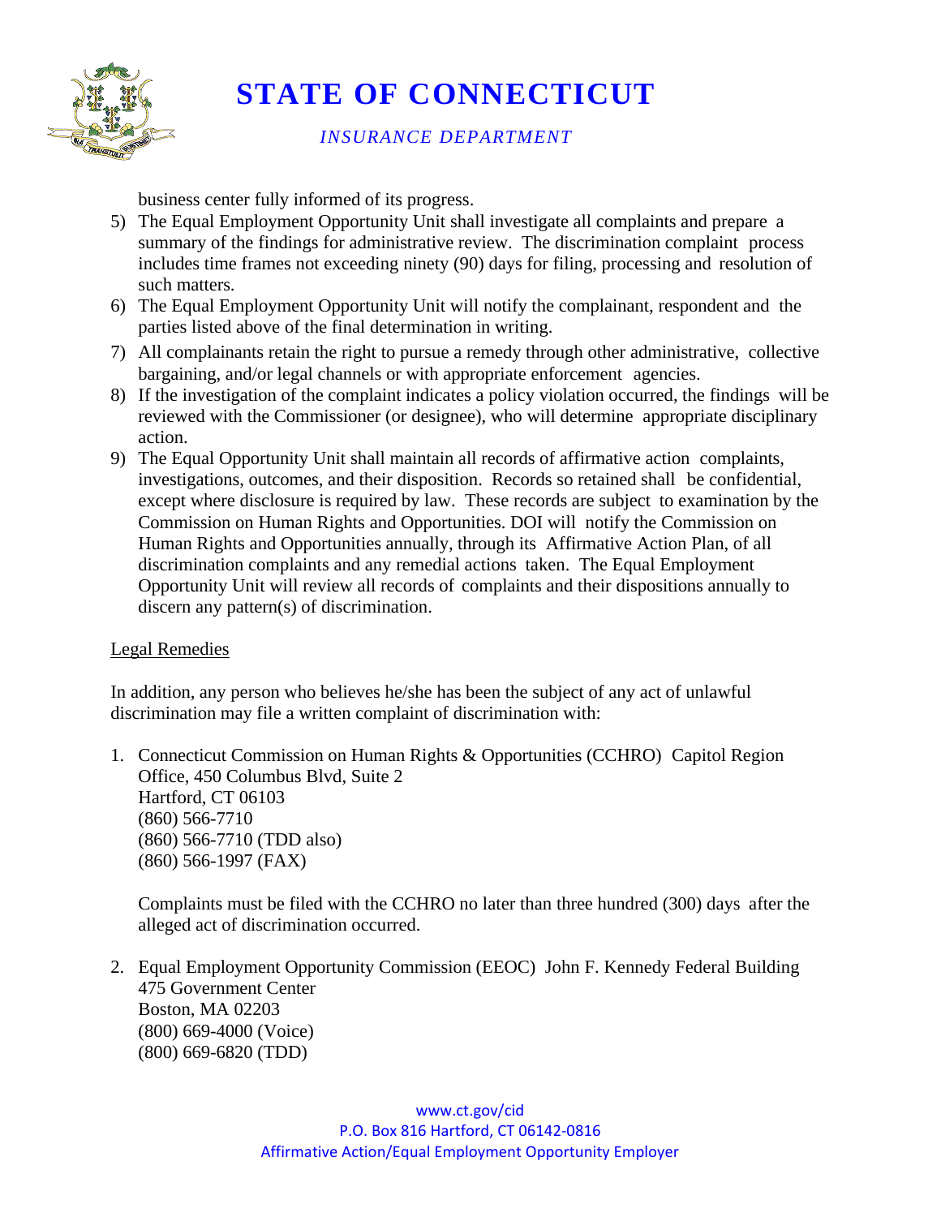business center fully informed of its progress.

5) The Equal Employment Opportunity Unit shall investigate all complaints and prepare a summary of the findings for administrative review. The discrimination complaint process includes time frames not exceeding ninety (90) days for filing, processing and resolution of such matters.
6) The Equal Employment Opportunity Unit will notify the complainant, respondent and the parties listed above of the final determination in writing.
7) All complainants retain the right to pursue a remedy through other administrative, collective bargaining, and/or legal channels or with appropriate enforcement agencies.
8) If the investigation of the complaint indicates a policy violation occurred, the findings will be reviewed with the Commissioner (or designee), who will determine appropriate disciplinary action.
9) The Equal Opportunity Unit shall maintain all records of affirmative action complaints, investigations, outcomes, and their disposition. Records so retained shall be confidential, except where disclosure is required by law. These records are subject to examination by the Commission on Human Rights and Opportunities. DOI will notify the Commission on Human Rights and Opportunities annually, through its Affirmative Action Plan, of all discrimination complaints and any remedial actions taken. The Equal Employment Opportunity Unit will review all records of complaints and their dispositions annually to discern any pattern(s) of discrimination.

Legal Remedies

In addition, any person who believes he/she has been the subject of any act of unlawful discrimination may file a written complaint of discrimination with:

1. Connecticut Commission on Human Rights & Opportunities (CCHRO) Capitol Region Office, 450 Columbus Blvd, Suite 2
   Hartford, CT 06103
   (860) 566-7710
   (860) 566-7710 (TDD also)
   (860) 566-1997 (FAX)

   Complaints must be filed with the CCHRO no later than three hundred (300) days after the alleged act of discrimination occurred.

2. Equal Employment Opportunity Commission (EEOC) John F. Kennedy Federal Building
   475 Government Center
   Boston, MA 02203
   (800) 669-4000 (Voice)
   (800) 669-6820 (TDD)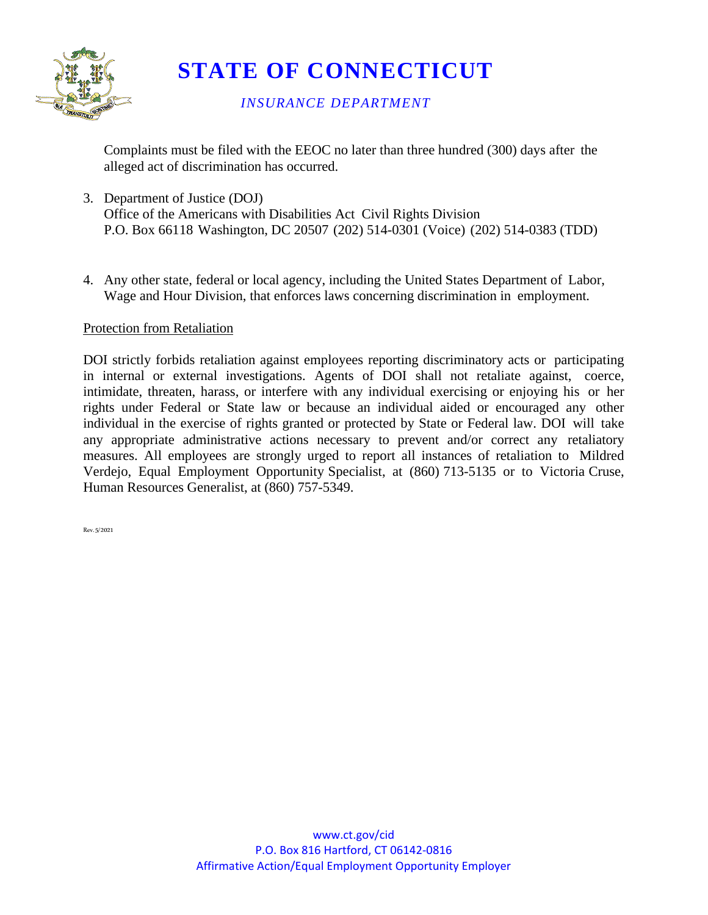Complaints must be filed with the EEOC no later than three hundred (300) days after the alleged act of discrimination has occurred.

3. Department of Justice (DOJ)
   Office of the Americans with Disabilities Act Civil Rights Division
   P.O. Box 66118 Washington, DC 20507 (202) 514-0301 (Voice) (202) 514-0383 (TDD)

4. Any other state, federal or local agency, including the United States Department of Labor, Wage and Hour Division, that enforces laws concerning discrimination in employment.

Protection from Retaliation

DOI strictly forbids retaliation against employees reporting discriminatory acts or participating in internal or external investigations. Agents of DOI shall not retaliate against, coerce, intimidate, threaten, harass, or interfere with any individual exercising or enjoying his or her rights under Federal or State law or because an individual aided or encouraged any other individual in the exercise of rights granted or protected by State or Federal law. DOI will take any appropriate administrative actions necessary to prevent and/or correct any retaliatory measures. All employees are strongly urged to report all instances of retaliation to Mildred Verdejo, Equal Employment Opportunity Specialist, at (860) 713-5135 or to Victoria Cruse, Human Resources Generalist, at (860) 757-5349.

Rev. 5/2021